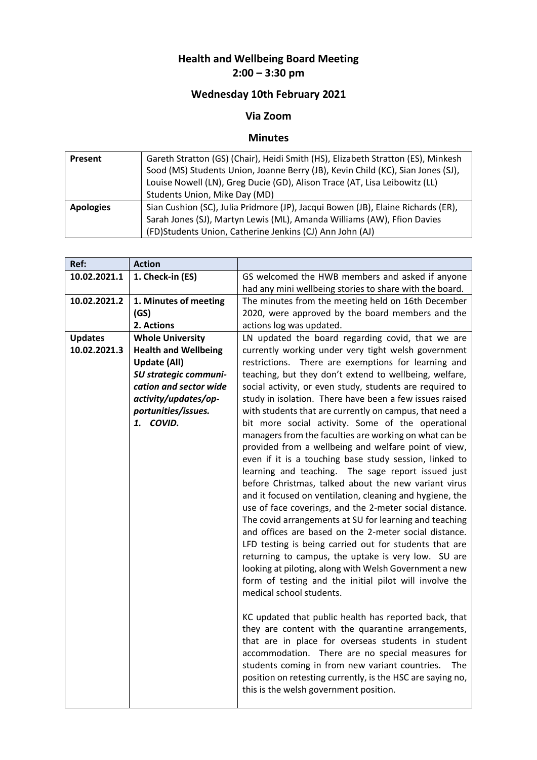# Health and Wellbeing Board Meeting
## 2:00 – 3:30 pm

## Wednesday 10th February 2021

## Via Zoom

## Minutes

| **Present** | Gareth Stratton (GS) (Chair), Heidi Smith (HS), Elizabeth Stratton (ES), Minkesh Sood (MS) Students Union, Joanne Berry (JB), Kevin Child (KC), Sian Jones (SJ), Louise Nowell (LN), Greg Ducie (GD), Alison Trace (AT, Lisa Leibowitz (LL) Students Union, Mike Day (MD) |
|---|---|
| **Apologies** | Sian Cushion (SC), Julia Pridmore (JP), Jacqui Bowen (JB), Elaine Richards (ER), Sarah Jones (SJ), Martyn Lewis (ML), Amanda Williams (AW), Ffion Davies (FD)Students Union, Catherine Jenkins (CJ) Ann John (AJ) |

| **Ref:** | **Action** | |
|---|---|---|
| **10.02.2021.1** | **1. Check-in (ES)** | GS welcomed the HWB members and asked if anyone had any mini wellbeing stories to share with the board. |
| **10.02.2021.2** | **1. Minutes of meeting (GS)**<br>**2. Actions** | The minutes from the meeting held on 16th December 2020, were approved by the board members and the actions log was updated. |
| **Updates 10.02.2021.3** | **Whole University Health and Wellbeing Update (All)**<br>***SU strategic communication and sector wide activity/updates/opportunities/issues.***<br>***1. COVID.*** | LN updated the board regarding covid, that we are currently working under very tight welsh government restrictions. There are exemptions for learning and teaching, but they don't extend to wellbeing, welfare, social activity, or even study, students are required to study in isolation. There have been a few issues raised with students that are currently on campus, that need a bit more social activity. Some of the operational managers from the faculties are working on what can be provided from a wellbeing and welfare point of view, even if it is a touching base study session, linked to learning and teaching. The sage report issued just before Christmas, talked about the new variant virus and it focused on ventilation, cleaning and hygiene, the use of face coverings, and the 2-meter social distance. The covid arrangements at SU for learning and teaching and offices are based on the 2-meter social distance. LFD testing is being carried out for students that are returning to campus, the uptake is very low. SU are looking at piloting, along with Welsh Government a new form of testing and the initial pilot will involve the medical school students.<br><br>KC updated that public health has reported back, that they are content with the quarantine arrangements, that are in place for overseas students in student accommodation. There are no special measures for students coming in from new variant countries. The position on retesting currently, is the HSC are saying no, this is the welsh government position. |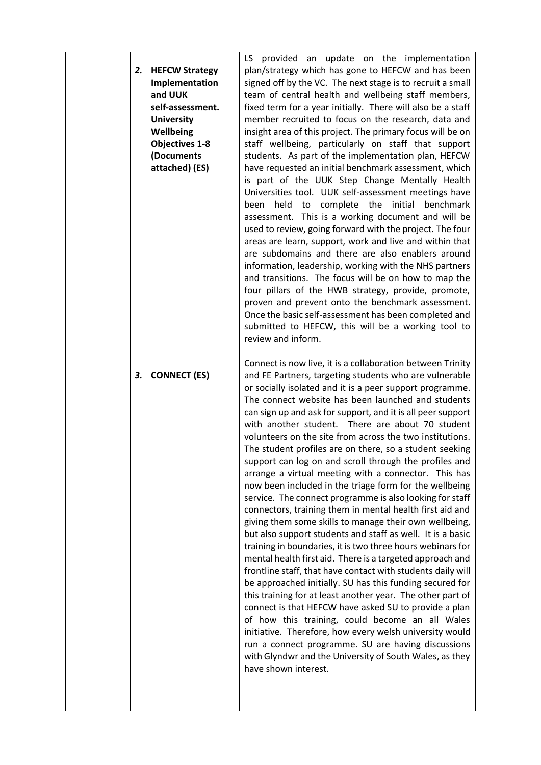| | | |
|---|---|---|
| | **2. HEFCW Strategy Implementation and UUK self-assessment. University Wellbeing Objectives 1-8 (Documents attached) (ES)** | LS provided an update on the implementation plan/strategy which has gone to HEFCW and has been signed off by the VC. The next stage is to recruit a small team of central health and wellbeing staff members, fixed term for a year initially. There will also be a staff member recruited to focus on the research, data and insight area of this project. The primary focus will be on staff wellbeing, particularly on staff that support students. As part of the implementation plan, HEFCW have requested an initial benchmark assessment, which is part of the UUK Step Change Mentally Health Universities tool. UUK self-assessment meetings have been held to complete the initial benchmark assessment. This is a working document and will be used to review, going forward with the project. The four areas are learn, support, work and live and within that are subdomains and there are also enablers around information, leadership, working with the NHS partners and transitions. The focus will be on how to map the four pillars of the HWB strategy, provide, promote, proven and prevent onto the benchmark assessment. Once the basic self-assessment has been completed and submitted to HEFCW, this will be a working tool to review and inform. |
| | **3. CONNECT (ES)** | Connect is now live, it is a collaboration between Trinity and FE Partners, targeting students who are vulnerable or socially isolated and it is a peer support programme. The connect website has been launched and students can sign up and ask for support, and it is all peer support with another student. There are about 70 student volunteers on the site from across the two institutions. The student profiles are on there, so a student seeking support can log on and scroll through the profiles and arrange a virtual meeting with a connector. This has now been included in the triage form for the wellbeing service. The connect programme is also looking for staff connectors, training them in mental health first aid and giving them some skills to manage their own wellbeing, but also support students and staff as well. It is a basic training in boundaries, it is two three hours webinars for mental health first aid. There is a targeted approach and frontline staff, that have contact with students daily will be approached initially. SU has this funding secured for this training for at least another year. The other part of connect is that HEFCW have asked SU to provide a plan of how this training, could become an all Wales initiative. Therefore, how every welsh university would run a connect programme. SU are having discussions with Glyndwr and the University of South Wales, as they have shown interest. |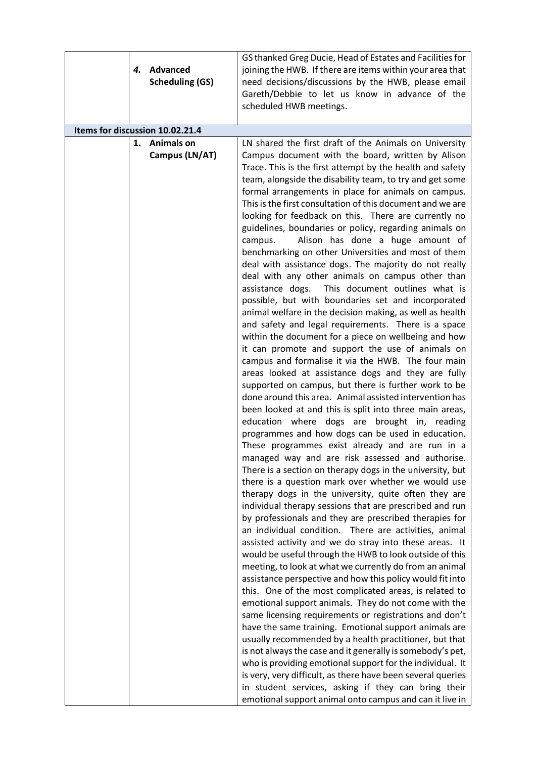| | | |
|---|---|---|
| | ***4.*** **Advanced Scheduling (GS)** | GS thanked Greg Ducie, Head of Estates and Facilities for joining the HWB. If there are items within your area that need decisions/discussions by the HWB, please email Gareth/Debbie to let us know in advance of the scheduled HWB meetings. |
| **Items for discussion 10.02.21.4** | | |
| | **1. Animals on Campus (LN/AT)** | LN shared the first draft of the Animals on University Campus document with the board, written by Alison Trace. This is the first attempt by the health and safety team, alongside the disability team, to try and get some formal arrangements in place for animals on campus. This is the first consultation of this document and we are looking for feedback on this. There are currently no guidelines, boundaries or policy, regarding animals on campus. Alison has done a huge amount of benchmarking on other Universities and most of them deal with assistance dogs. The majority do not really deal with any other animals on campus other than assistance dogs. This document outlines what is possible, but with boundaries set and incorporated animal welfare in the decision making, as well as health and safety and legal requirements. There is a space within the document for a piece on wellbeing and how it can promote and support the use of animals on campus and formalise it via the HWB. The four main areas looked at assistance dogs and they are fully supported on campus, but there is further work to be done around this area. Animal assisted intervention has been looked at and this is split into three main areas, education where dogs are brought in, reading programmes and how dogs can be used in education. These programmes exist already and are run in a managed way and are risk assessed and authorise. There is a section on therapy dogs in the university, but there is a question mark over whether we would use therapy dogs in the university, quite often they are individual therapy sessions that are prescribed and run by professionals and they are prescribed therapies for an individual condition. There are activities, animal assisted activity and we do stray into these areas. It would be useful through the HWB to look outside of this meeting, to look at what we currently do from an animal assistance perspective and how this policy would fit into this. One of the most complicated areas, is related to emotional support animals. They do not come with the same licensing requirements or registrations and don't have the same training. Emotional support animals are usually recommended by a health practitioner, but that is not always the case and it generally is somebody's pet, who is providing emotional support for the individual. It is very, very difficult, as there have been several queries in student services, asking if they can bring their emotional support animal onto campus and can it live in |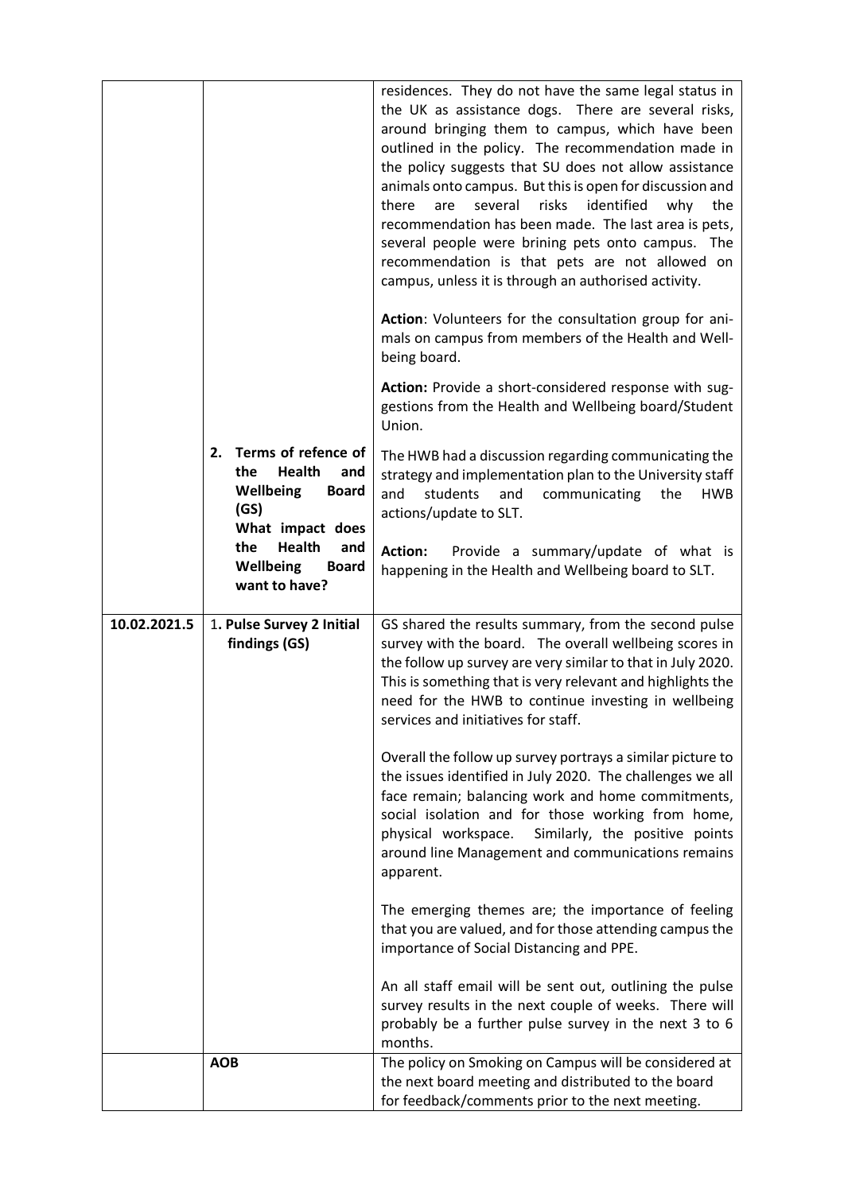| | | |
|---|---|---|
| | | residences. They do not have the same legal status in the UK as assistance dogs. There are several risks, around bringing them to campus, which have been outlined in the policy. The recommendation made in the policy suggests that SU does not allow assistance animals onto campus. But this is open for discussion and there are several risks identified why the recommendation has been made. The last area is pets, several people were brining pets onto campus. The recommendation is that pets are not allowed on campus, unless it is through an authorised activity.<br><br>**Action**: Volunteers for the consultation group for animals on campus from members of the Health and Wellbeing board.<br><br>**Action:** Provide a short-considered response with suggestions from the Health and Wellbeing board/Student Union. |
| | **2. Terms of refence of the Health and Wellbeing Board (GS)**<br>**What impact does the Health and Wellbeing Board want to have?** | The HWB had a discussion regarding communicating the strategy and implementation plan to the University staff and students and communicating the HWB actions/update to SLT.<br><br>**Action:** Provide a summary/update of what is happening in the Health and Wellbeing board to SLT. |
| **10.02.2021.5** | 1. **Pulse Survey 2 Initial findings (GS)** | GS shared the results summary, from the second pulse survey with the board. The overall wellbeing scores in the follow up survey are very similar to that in July 2020. This is something that is very relevant and highlights the need for the HWB to continue investing in wellbeing services and initiatives for staff.<br><br>Overall the follow up survey portrays a similar picture to the issues identified in July 2020. The challenges we all face remain; balancing work and home commitments, social isolation and for those working from home, physical workspace. Similarly, the positive points around line Management and communications remains apparent.<br><br>The emerging themes are; the importance of feeling that you are valued, and for those attending campus the importance of Social Distancing and PPE.<br><br>An all staff email will be sent out, outlining the pulse survey results in the next couple of weeks. There will probably be a further pulse survey in the next 3 to 6 months. |
| | **AOB** | The policy on Smoking on Campus will be considered at the next board meeting and distributed to the board for feedback/comments prior to the next meeting. |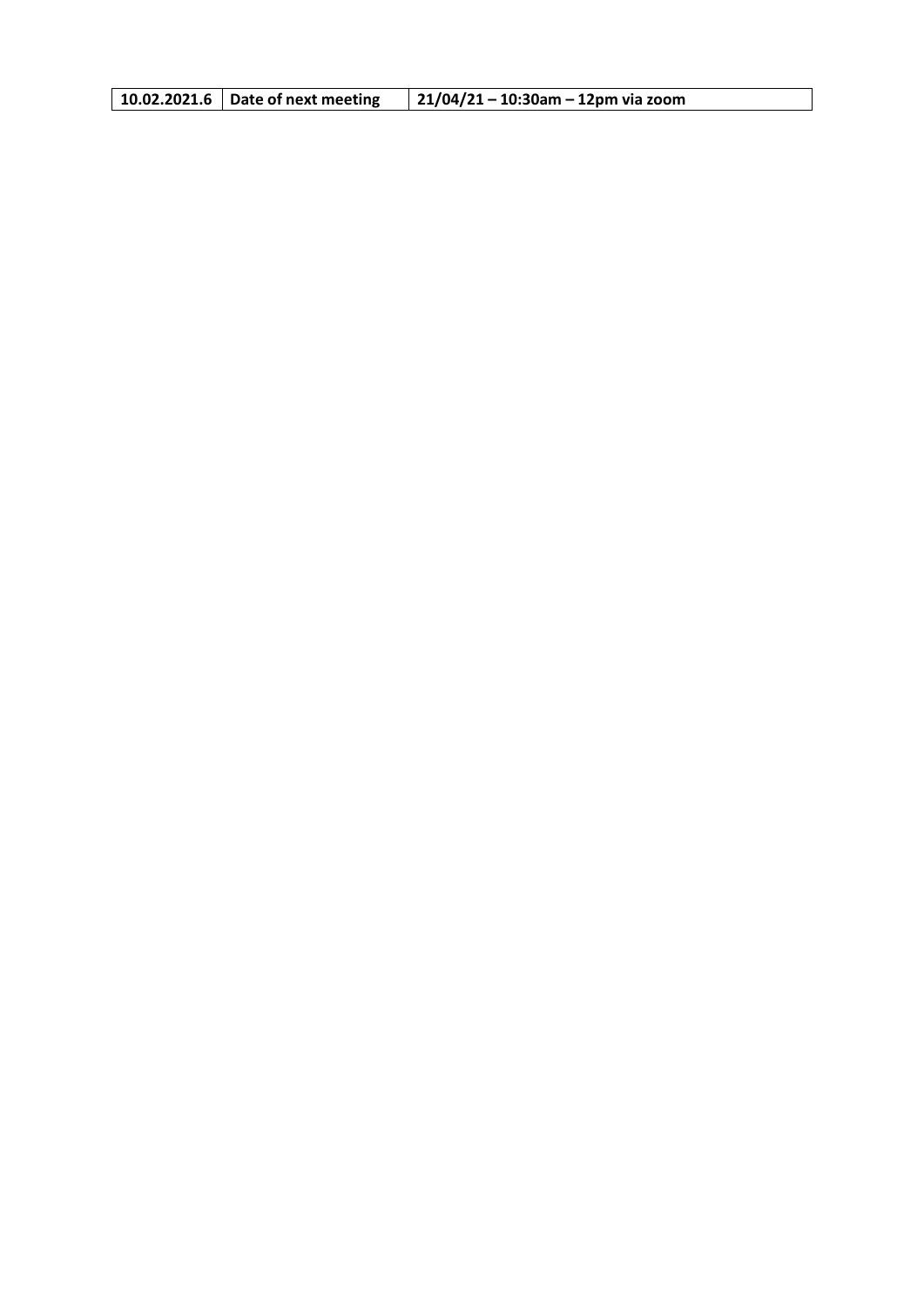| | | |
|---|---|---|
| **10.02.2021.6** | **Date of next meeting** | **21/04/21 – 10:30am – 12pm via zoom** |